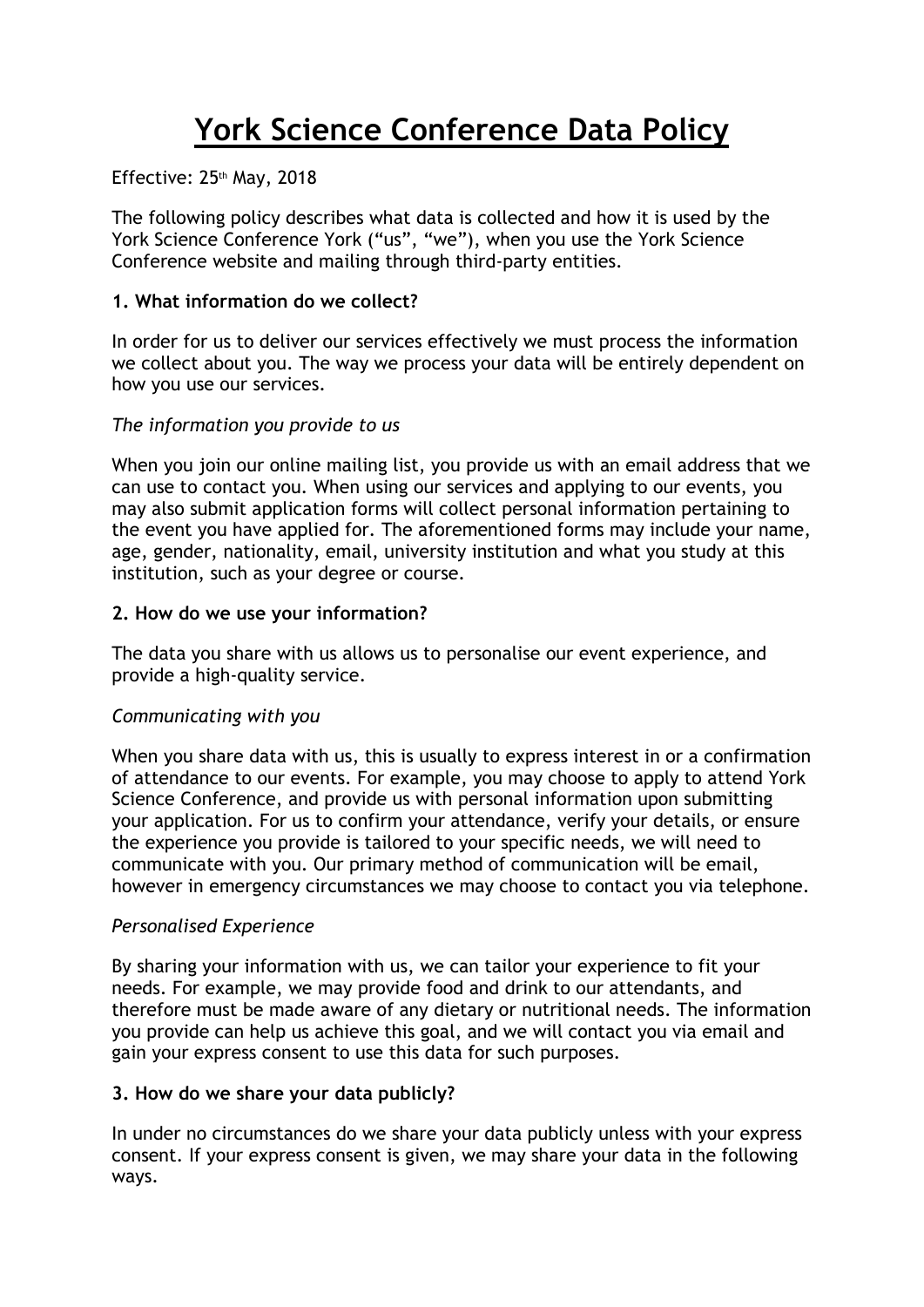# York Science Conference Data Policy

Effective: 25th May, 2018

The following policy describes what data is collected and how it is used by the York Science Conference York ("us", "we"), when you use the York Science Conference website and mailing through third-party entities.

### 1. What information do we collect?

In order for us to deliver our services effectively we must process the information we collect about you. The way we process your data will be entirely dependent on how you use our services.

*The information you provide to us*

When you join our online mailing list, you provide us with an email address that we can use to contact you. When using our services and applying to our events, you may also submit application forms will collect personal information pertaining to the event you have applied for. The aforementioned forms may include your name, age, gender, nationality, email, university institution and what you study at this institution, such as your degree or course.

### 2. How do we use your information?

The data you share with us allows us to personalise our event experience, and provide a high-quality service.

*Communicating with you*

When you share data with us, this is usually to express interest in or a confirmation of attendance to our events. For example, you may choose to apply to attend York Science Conference, and provide us with personal information upon submitting your application. For us to confirm your attendance, verify your details, or ensure the experience you provide is tailored to your specific needs, we will need to communicate with you. Our primary method of communication will be email, however in emergency circumstances we may choose to contact you via telephone.

*Personalised Experience*

By sharing your information with us, we can tailor your experience to fit your needs. For example, we may provide food and drink to our attendants, and therefore must be made aware of any dietary or nutritional needs. The information you provide can help us achieve this goal, and we will contact you via email and gain your express consent to use this data for such purposes.

### 3. How do we share your data publicly?

In under no circumstances do we share your data publicly unless with your express consent. If your express consent is given, we may share your data in the following ways.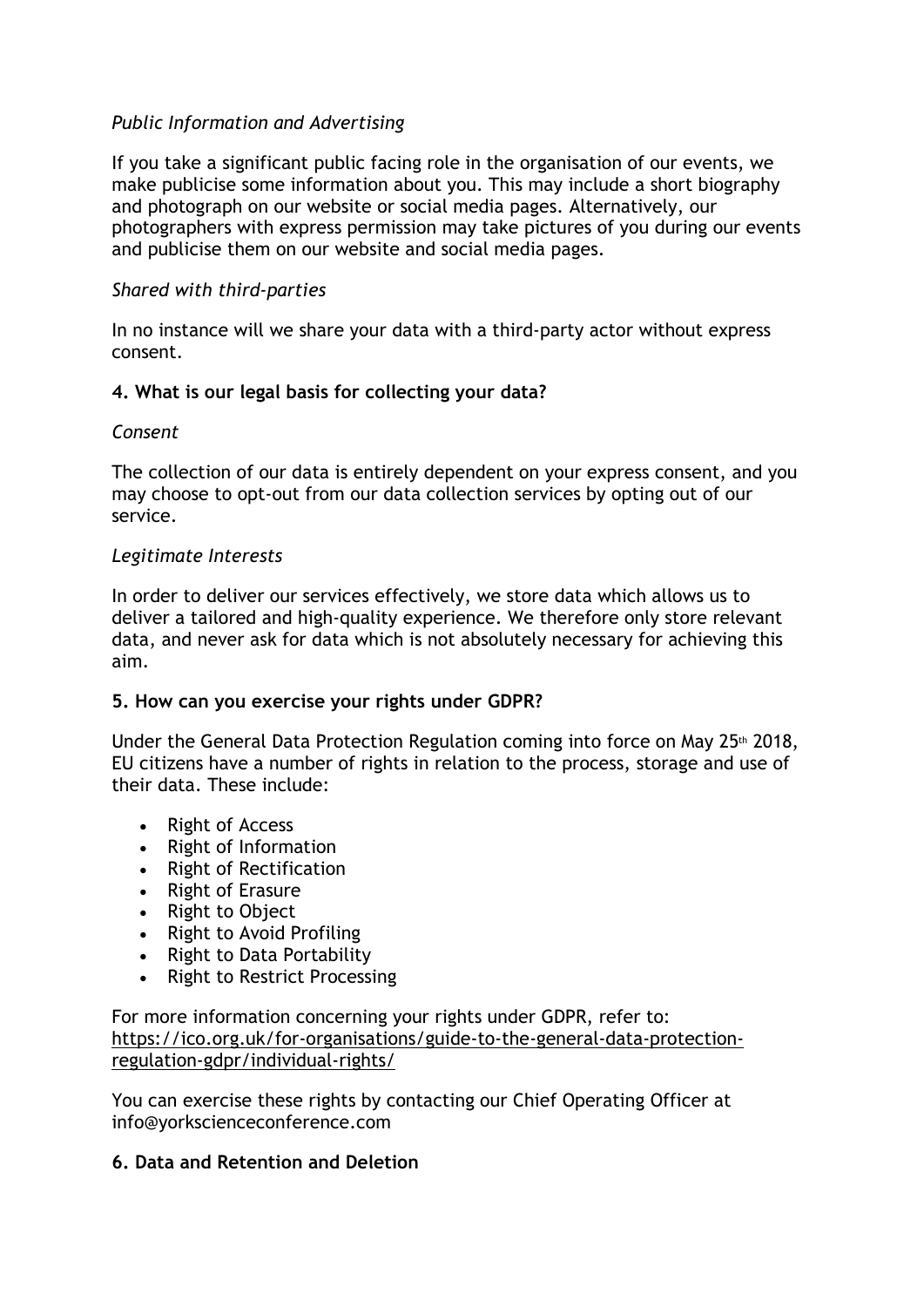*Public Information and Advertising*

If you take a significant public facing role in the organisation of our events, we make publicise some information about you. This may include a short biography and photograph on our website or social media pages. Alternatively, our photographers with express permission may take pictures of you during our events and publicise them on our website and social media pages.

*Shared with third-parties*

In no instance will we share your data with a third-party actor without express consent.

### 4. What is our legal basis for collecting your data?

*Consent*

The collection of our data is entirely dependent on your express consent, and you may choose to opt-out from our data collection services by opting out of our service.

*Legitimate Interests*

In order to deliver our services effectively, we store data which allows us to deliver a tailored and high-quality experience. We therefore only store relevant data, and never ask for data which is not absolutely necessary for achieving this aim.

### 5. How can you exercise your rights under GDPR?

Under the General Data Protection Regulation coming into force on May 25th 2018, EU citizens have a number of rights in relation to the process, storage and use of their data. These include:

- Right of Access
- Right of Information
- Right of Rectification
- Right of Erasure
- Right to Object
- Right to Avoid Profiling
- Right to Data Portability
- Right to Restrict Processing

For more information concerning your rights under GDPR, refer to: https://ico.org.uk/for-organisations/guide-to-the-general-data-protection-regulation-gdpr/individual-rights/

You can exercise these rights by contacting our Chief Operating Officer at info@yorkscienceconference.com

### 6. Data and Retention and Deletion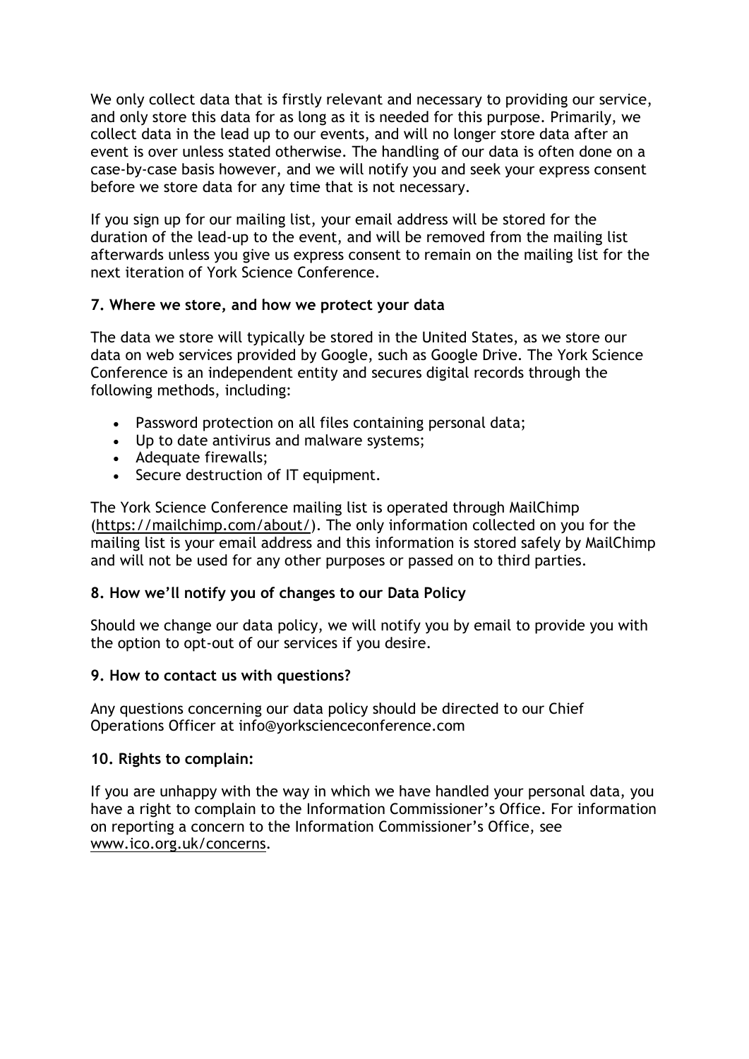We only collect data that is firstly relevant and necessary to providing our service, and only store this data for as long as it is needed for this purpose. Primarily, we collect data in the lead up to our events, and will no longer store data after an event is over unless stated otherwise. The handling of our data is often done on a case-by-case basis however, and we will notify you and seek your express consent before we store data for any time that is not necessary.

If you sign up for our mailing list, your email address will be stored for the duration of the lead-up to the event, and will be removed from the mailing list afterwards unless you give us express consent to remain on the mailing list for the next iteration of York Science Conference.

### 7. Where we store, and how we protect your data

The data we store will typically be stored in the United States, as we store our data on web services provided by Google, such as Google Drive. The York Science Conference is an independent entity and secures digital records through the following methods, including:

- Password protection on all files containing personal data;
- Up to date antivirus and malware systems;
- Adequate firewalls;
- Secure destruction of IT equipment.

The York Science Conference mailing list is operated through MailChimp (https://mailchimp.com/about/). The only information collected on you for the mailing list is your email address and this information is stored safely by MailChimp and will not be used for any other purposes or passed on to third parties.

### 8. How we'll notify you of changes to our Data Policy

Should we change our data policy, we will notify you by email to provide you with the option to opt-out of our services if you desire.

### 9. How to contact us with questions?

Any questions concerning our data policy should be directed to our Chief Operations Officer at info@yorkscienceconference.com

### 10. Rights to complain:

If you are unhappy with the way in which we have handled your personal data, you have a right to complain to the Information Commissioner's Office. For information on reporting a concern to the Information Commissioner's Office, see www.ico.org.uk/concerns.